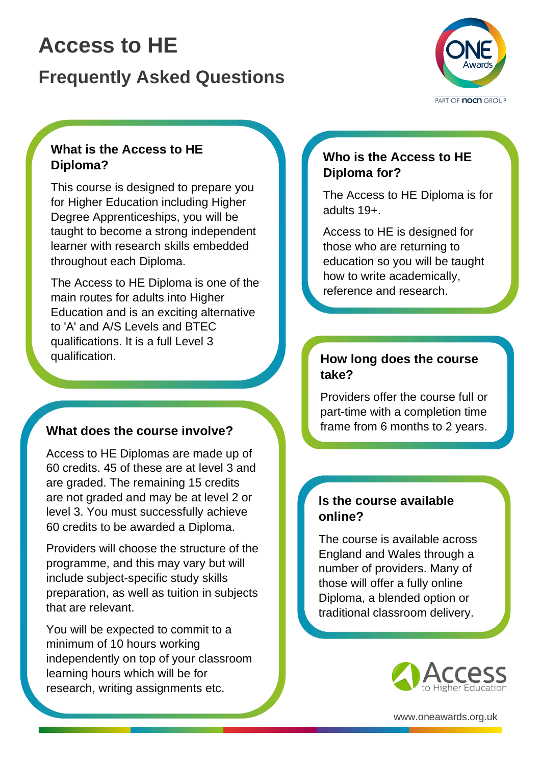# Access to HE

## Frequently Asked Questions

### What is the Access to HE Diploma?

This course is designed to prepare you for Higher Education including Higher Degree Apprenticeships, you will be taught to become a strong independent learner with research skills embedded throughout each Diploma.

The Access to HE Diploma is one of the main routes for adults into Higher Education and is an exciting alternative to 'A' and A/S Levels and BTEC qualifications. It is a full Level 3 qualification.

### What does the course involve?

Access to HE Diplomas are made up of 60 credits. 45 of these are at level 3 and are graded. The remaining 15 credits are not graded and may be at level 2 or level 3. You must successfully achieve 60 credits to be awarded a Diploma.

Providers will choose the structure of the programme, and this may vary but will include subject-specific study skills preparation, as well as tuition in subjects that are relevant.

You will be expected to commit to a minimum of 10 hours working independently on top of your classroom learning hours which will be for research, writing assignments etc.

### Who is the Access to HE Diploma for?

The Access to HE Diploma is for adults 19+.

Access to HE is designed for those who are returning to education so you will be taught how to write academically, reference and research.

### How long does the course take?

Providers offer the course full or part-time with a completion time frame from 6 months to 2 years.

### Is the course available online?

The course is available across England and Wales through a number of providers. Many of those will offer a fully online Diploma, a blended option or traditional classroom delivery.

www.oneawards.org.uk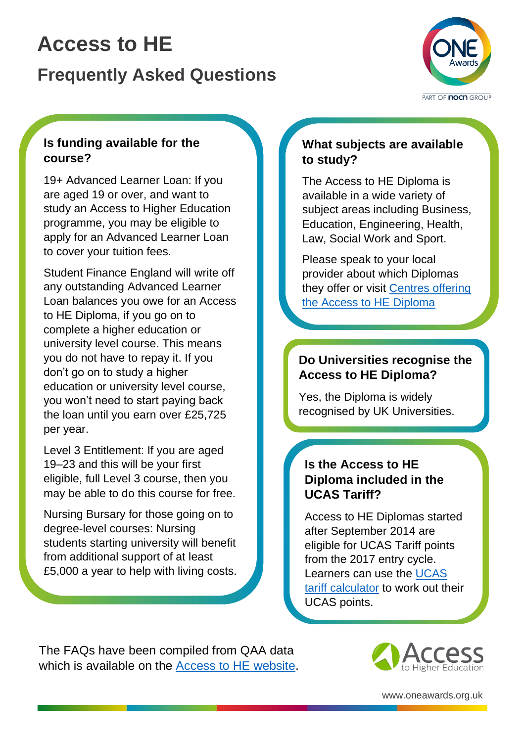# Access to HE

## Frequently Asked Questions

### Is funding available for the course?

19+ Advanced Learner Loan: If you are aged 19 or over, and want to study an Access to Higher Education programme, you may be eligible to apply for an Advanced Learner Loan to cover your tuition fees.

Student Finance England will write off any outstanding Advanced Learner Loan balances you owe for an Access to HE Diploma, if you go on to complete a higher education or university level course. This means you do not have to repay it. If you don't go on to study a higher education or university level course, you won't need to start paying back the loan until you earn over £25,725 per year.

Level 3 Entitlement: If you are aged 19–23 and this will be your first eligible, full Level 3 course, then you may be able to do this course for free.

Nursing Bursary for those going on to degree-level courses: Nursing students starting university will benefit from additional support of at least £5,000 a year to help with living costs.

### What subjects are available to study?

The Access to HE Diploma is available in a wide variety of subject areas including Business, Education, Engineering, Health, Law, Social Work and Sport.

Please speak to your local provider about which Diplomas they offer or visit Centres offering the Access to HE Diploma

### Do Universities recognise the Access to HE Diploma?

Yes, the Diploma is widely recognised by UK Universities.

### Is the Access to HE Diploma included in the UCAS Tariff?

Access to HE Diplomas started after September 2014 are eligible for UCAS Tariff points from the 2017 entry cycle. Learners can use the UCAS tariff calculator to work out their UCAS points.

The FAQs have been compiled from QAA data which is available on the Access to HE website.

www.oneawards.org.uk